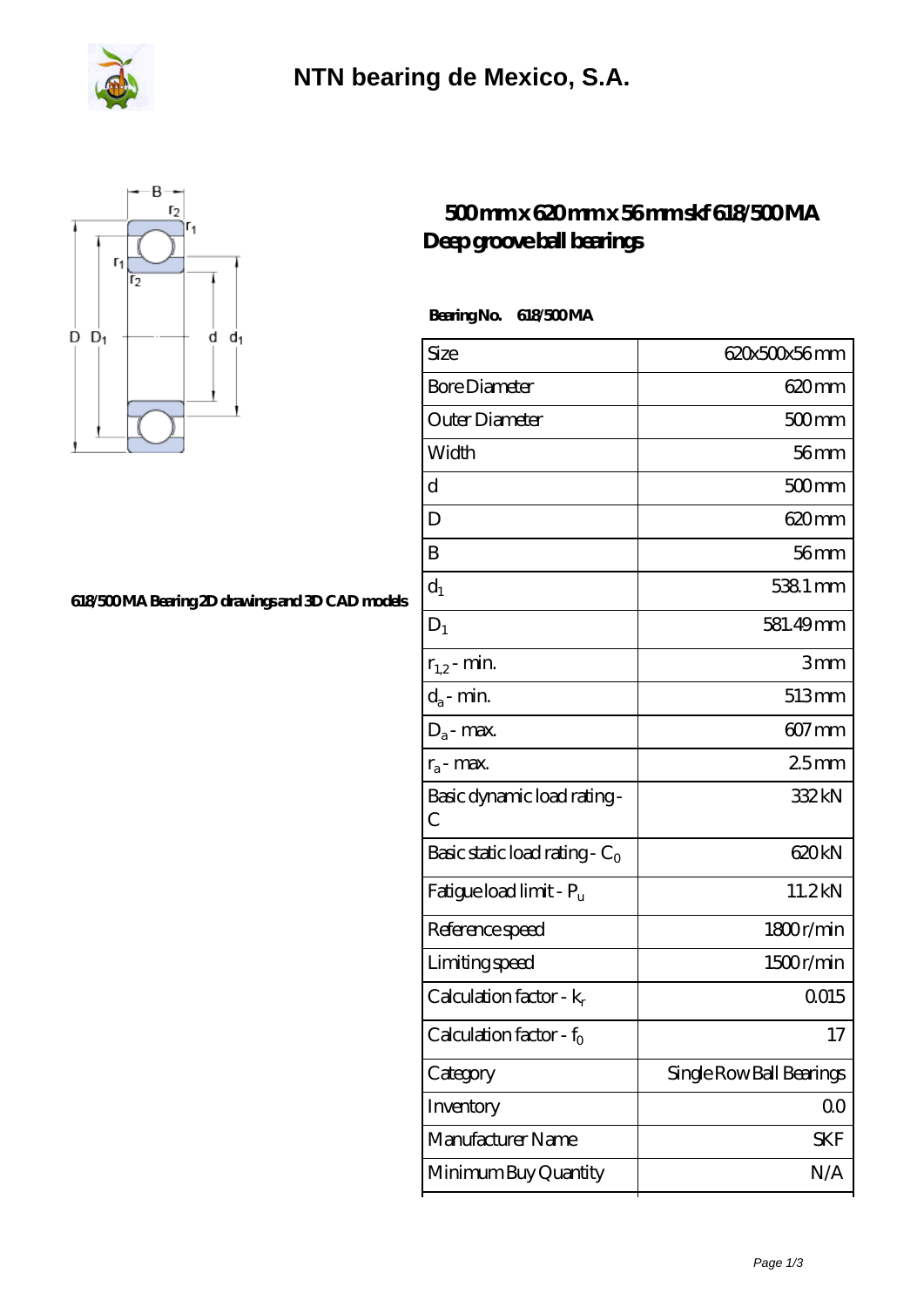# NTN bearing de Mexico, S.A.

## 500 mm x 620 mm x 56 mm skf 618/500 MA Deep groove ball bearings

618/500 MA Bearing 2D drawings and 3D CAD models

**Bearing No.** 618/500 MA

| Size | 620x500x56 mm |
| --- | --- |
| Bore Diameter | 620 mm |
| Outer Diameter | 500 mm |
| Width | 56 mm |
| d | 500 mm |
| D | 620 mm |
| B | 56 mm |
| $d_1$ | 538.1 mm |
| $D_1$ | 581.49 mm |
| $r_{1,2}$ - min. | 3 mm |
| $d_a$ - min. | 513 mm |
| $D_a$ - max. | 607 mm |
| $r_a$ - max. | 2.5 mm |
| Basic dynamic load rating - C | 332 kN |
| Basic static load rating - $C_0$ | 620 kN |
| Fatigue load limit - $P_u$ | 11.2 kN |
| Reference speed | 1800 r/min |
| Limiting speed | 1500 r/min |
| Calculation factor - $k_r$ | 0.015 |
| Calculation factor - $f_0$ | 17 |
| Category | Single Row Ball Bearings |
| Inventory | 0.0 |
| Manufacturer Name | SKF |
| Minimum Buy Quantity | N/A |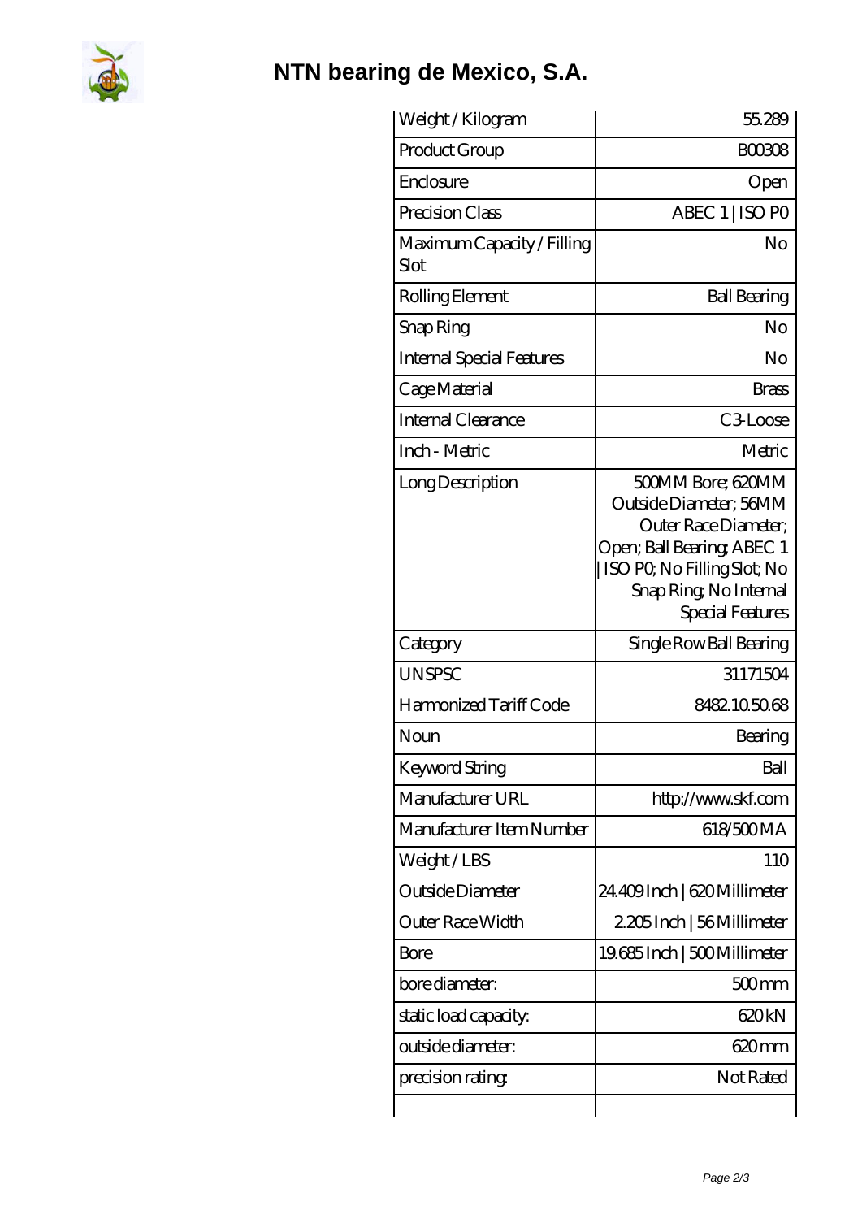# NTN bearing de Mexico, S.A.

| | |
|---|---|
| Weight / Kilogram | 55.289 |
| Product Group | B00308 |
| Enclosure | Open |
| Precision Class | ABEC 1 \| ISO P0 |
| Maximum Capacity / Filling Slot | No |
| Rolling Element | Ball Bearing |
| Snap Ring | No |
| Internal Special Features | No |
| Cage Material | Brass |
| Internal Clearance | C3-Loose |
| Inch - Metric | Metric |
| Long Description | 500MM Bore; 620MM Outside Diameter; 56MM Outer Race Diameter; Open; Ball Bearing; ABEC 1 \| ISO P0; No Filling Slot; No Snap Ring; No Internal Special Features |
| Category | Single Row Ball Bearing |
| UNSPSC | 31171504 |
| Harmonized Tariff Code | 8482.10.50.68 |
| Noun | Bearing |
| Keyword String | Ball |
| Manufacturer URL | http://www.skf.com |
| Manufacturer Item Number | 618/500 MA |
| Weight / LBS | 110 |
| Outside Diameter | 24.409 Inch \| 620 Millimeter |
| Outer Race Width | 2.205 Inch \| 56 Millimeter |
| Bore | 19.685 Inch \| 500 Millimeter |
| bore diameter: | 500 mm |
| static load capacity: | 620 kN |
| outside diameter: | 620 mm |
| precision rating: | Not Rated |
| | |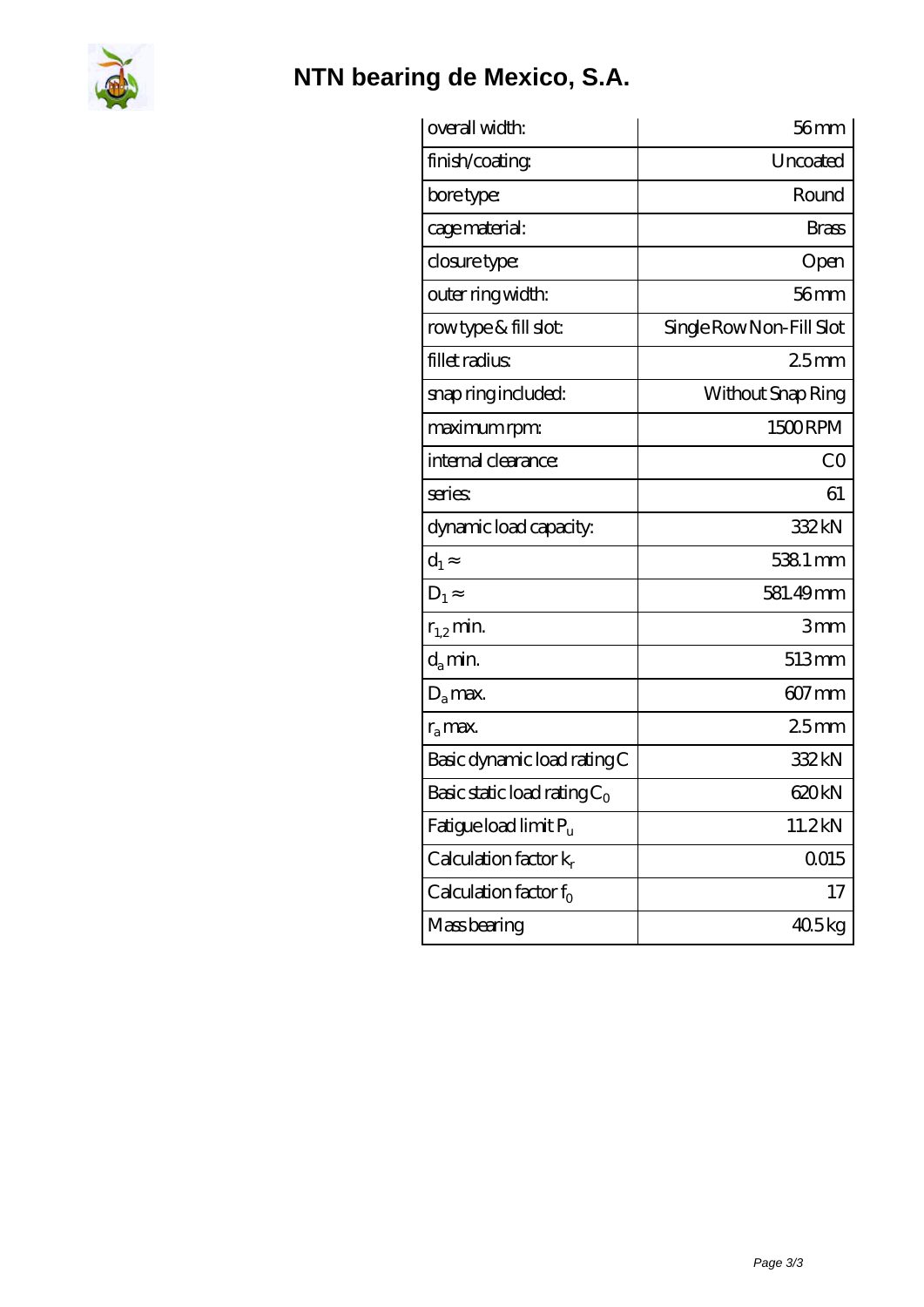# NTN bearing de Mexico, S.A.

| | |
|---|---|
| overall width: | 56 mm |
| finish/coating: | Uncoated |
| bore type: | Round |
| cage material: | Brass |
| closure type: | Open |
| outer ring width: | 56 mm |
| row type & fill slot: | Single Row Non-Fill Slot |
| fillet radius: | 2.5 mm |
| snap ring included: | Without Snap Ring |
| maximum rpm: | 1500 RPM |
| internal clearance: | C0 |
| series: | 61 |
| dynamic load capacity: | 332 kN |
| $d_1 \approx$ | 538.1 mm |
| $D_1 \approx$ | 581.49 mm |
| $r_{1,2}$ min. | 3 mm |
| $d_a$ min. | 513 mm |
| $D_a$ max. | 607 mm |
| $r_a$ max. | 2.5 mm |
| Basic dynamic load rating C | 332 kN |
| Basic static load rating $C_0$ | 620 kN |
| Fatigue load limit $P_u$ | 11.2 kN |
| Calculation factor $k_r$ | 0.015 |
| Calculation factor $f_0$ | 17 |
| Mass bearing | 40.5 kg |